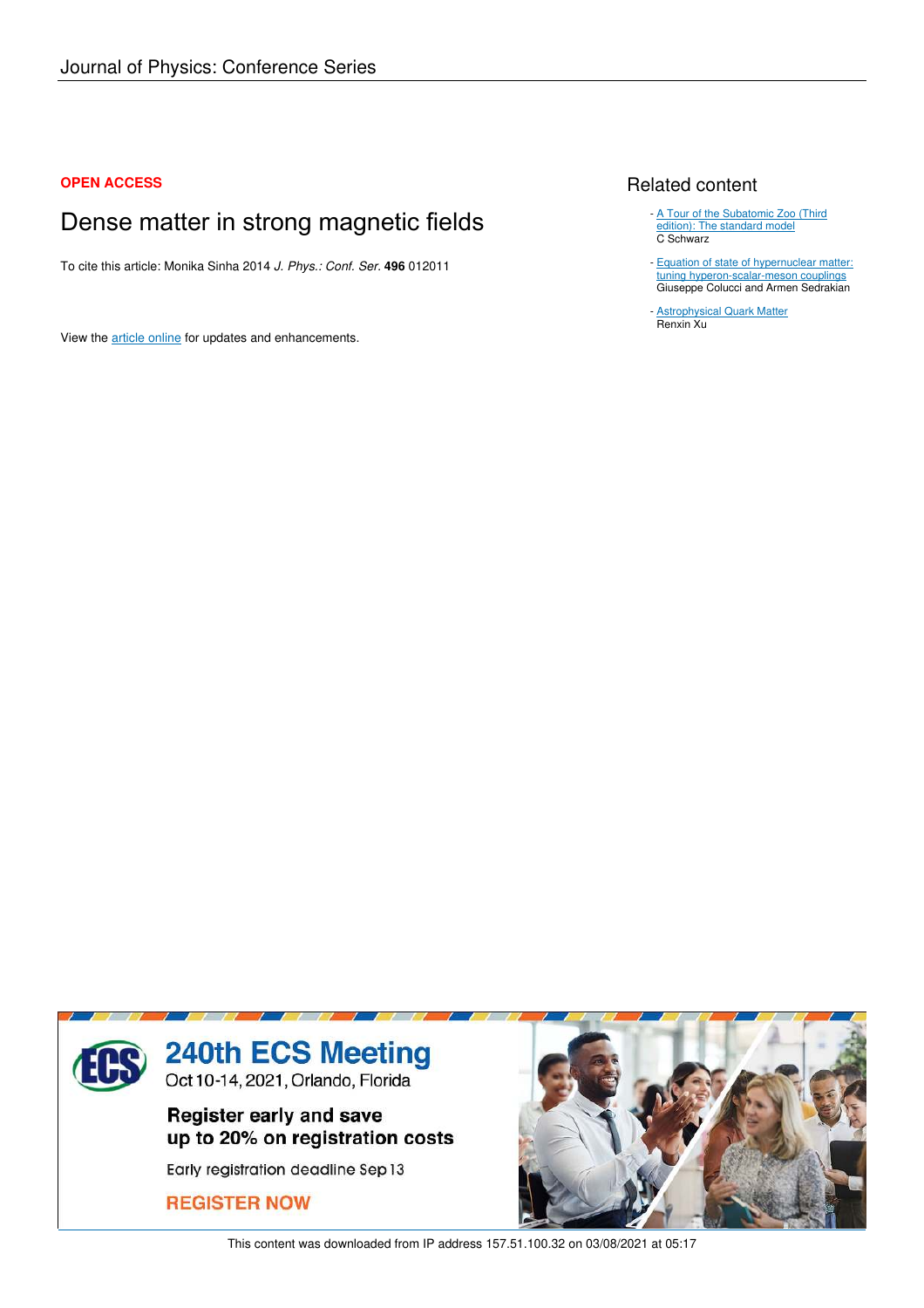Journal of Physics: Conference Series

**OPEN ACCESS**

# Dense matter in strong magnetic fields

To cite this article: Monika Sinha 2014 *J. Phys.: Conf. Ser.* **496** 012011

View the article online for updates and enhancements.

## Related content

- A Tour of the Subatomic Zoo (Third edition): The standard model
  C Schwarz
- Equation of state of hypernuclear matter: tuning hyperon-scalar-meson couplings
  Giuseppe Colucci and Armen Sedrakian
- Astrophysical Quark Matter
  Renxin Xu

**240th ECS Meeting**
Oct 10-14, 2021, Orlando, Florida

**Register early and save up to 20% on registration costs**

Early registration deadline Sep 13

**REGISTER NOW**

This content was downloaded from IP address 157.51.100.32 on 03/08/2021 at 05:17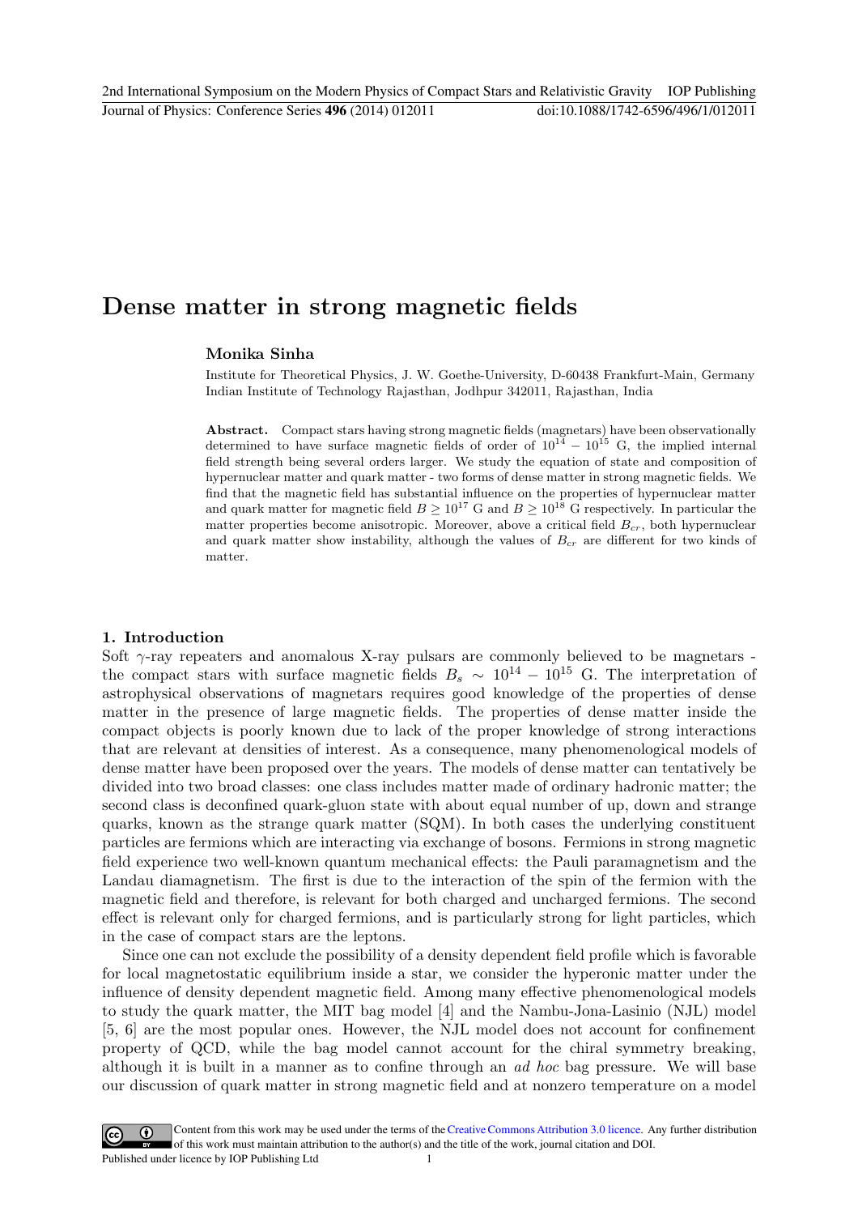# Dense matter in strong magnetic fields

**Monika Sinha**

Institute for Theoretical Physics, J. W. Goethe-University, D-60438 Frankfurt-Main, Germany
Indian Institute of Technology Rajasthan, Jodhpur 342011, Rajasthan, India

**Abstract.** Compact stars having strong magnetic fields (magnetars) have been observationally determined to have surface magnetic fields of order of $10^{14} - 10^{15}$ G, the implied internal field strength being several orders larger. We study the equation of state and composition of hypernuclear matter and quark matter - two forms of dense matter in strong magnetic fields. We find that the magnetic field has substantial influence on the properties of hypernuclear matter and quark matter for magnetic field $B \geq 10^{17}$ G and $B \geq 10^{18}$ G respectively. In particular the matter properties become anisotropic. Moreover, above a critical field $B_{cr}$, both hypernuclear and quark matter show instability, although the values of $B_{cr}$ are different for two kinds of matter.

## 1. Introduction

Soft $\gamma$-ray repeaters and anomalous X-ray pulsars are commonly believed to be magnetars - the compact stars with surface magnetic fields $B_s \sim 10^{14} - 10^{15}$ G. The interpretation of astrophysical observations of magnetars requires good knowledge of the properties of dense matter in the presence of large magnetic fields. The properties of dense matter inside the compact objects is poorly known due to lack of the proper knowledge of strong interactions that are relevant at densities of interest. As a consequence, many phenomenological models of dense matter have been proposed over the years. The models of dense matter can tentatively be divided into two broad classes: one class includes matter made of ordinary hadronic matter; the second class is deconfined quark-gluon state with about equal number of up, down and strange quarks, known as the strange quark matter (SQM). In both cases the underlying constituent particles are fermions which are interacting via exchange of bosons. Fermions in strong magnetic field experience two well-known quantum mechanical effects: the Pauli paramagnetism and the Landau diamagnetism. The first is due to the interaction of the spin of the fermion with the magnetic field and therefore, is relevant for both charged and uncharged fermions. The second effect is relevant only for charged fermions, and is particularly strong for light particles, which in the case of compact stars are the leptons.

Since one can not exclude the possibility of a density dependent field profile which is favorable for local magnetostatic equilibrium inside a star, we consider the hyperonic matter under the influence of density dependent magnetic field. Among many effective phenomenological models to study the quark matter, the MIT bag model [4] and the Nambu-Jona-Lasinio (NJL) model [5, 6] are the most popular ones. However, the NJL model does not account for confinement property of QCD, while the bag model cannot account for the chiral symmetry breaking, although it is built in a manner as to confine through an *ad hoc* bag pressure. We will base our discussion of quark matter in strong magnetic field and at nonzero temperature on a model

Content from this work may be used under the terms of the Creative Commons Attribution 3.0 licence. Any further distribution of this work must maintain attribution to the author(s) and the title of the work, journal citation and DOI.
Published under licence by IOP Publishing Ltd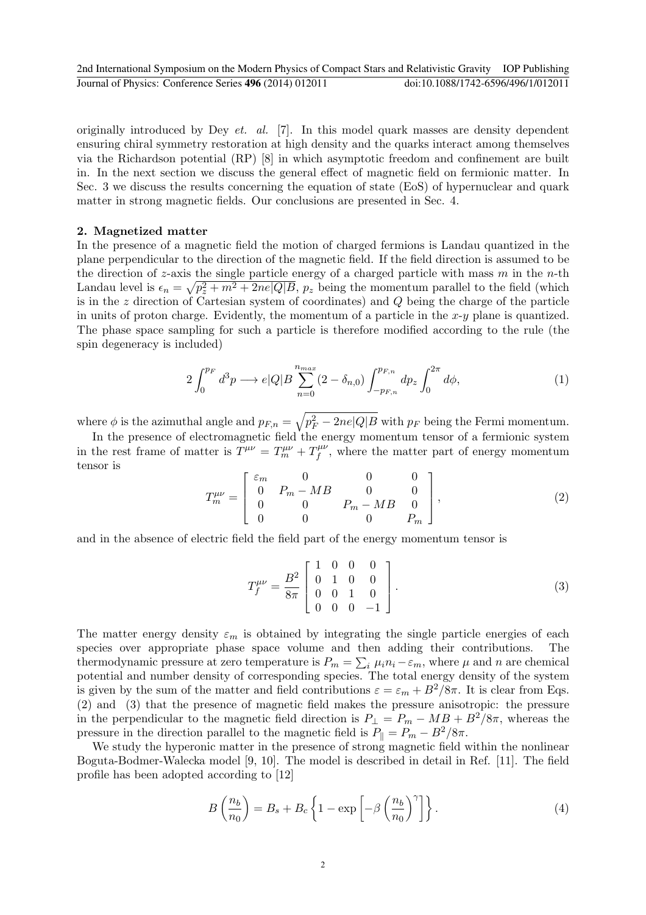originally introduced by Dey *et. al.* [7]. In this model quark masses are density dependent ensuring chiral symmetry restoration at high density and the quarks interact among themselves via the Richardson potential (RP) [8] in which asymptotic freedom and confinement are built in. In the next section we discuss the general effect of magnetic field on fermionic matter. In Sec. 3 we discuss the results concerning the equation of state (EoS) of hypernuclear and quark matter in strong magnetic fields. Our conclusions are presented in Sec. 4.

## 2. Magnetized matter

In the presence of a magnetic field the motion of charged fermions is Landau quantized in the plane perpendicular to the direction of the magnetic field. If the field direction is assumed to be the direction of $z$-axis the single particle energy of a charged particle with mass $m$ in the $n$-th Landau level is $\epsilon_n = \sqrt{p_z^2 + m^2 + 2ne|Q|B}$, $p_z$ being the momentum parallel to the field (which is in the $z$ direction of Cartesian system of coordinates) and $Q$ being the charge of the particle in units of proton charge. Evidently, the momentum of a particle in the $x$-$y$ plane is quantized. The phase space sampling for such a particle is therefore modified according to the rule (the spin degeneracy is included)

$$2\int_0^{p_F} d^3p \longrightarrow e|Q|B \sum_{n=0}^{n_{max}} (2-\delta_{n,0}) \int_{-p_{F,n}}^{p_{F,n}} dp_z \int_0^{2\pi} d\phi, \tag{1}$$

where $\phi$ is the azimuthal angle and $p_{F,n} = \sqrt{p_F^2 - 2ne|Q|B}$ with $p_F$ being the Fermi momentum.

In the presence of electromagnetic field the energy momentum tensor of a fermionic system in the rest frame of matter is $T^{\mu\nu} = T_m^{\mu\nu} + T_f^{\mu\nu}$, where the matter part of energy momentum tensor is

$$T_m^{\mu\nu} = \begin{bmatrix} \varepsilon_m & 0 & 0 & 0 \\ 0 & P_m - MB & 0 & 0 \\ 0 & 0 & P_m - MB & 0 \\ 0 & 0 & 0 & P_m \end{bmatrix}, \tag{2}$$

and in the absence of electric field the field part of the energy momentum tensor is

$$T_f^{\mu\nu} = \frac{B^2}{8\pi} \begin{bmatrix} 1 & 0 & 0 & 0 \\ 0 & 1 & 0 & 0 \\ 0 & 0 & 1 & 0 \\ 0 & 0 & 0 & -1 \end{bmatrix}. \tag{3}$$

The matter energy density $\varepsilon_m$ is obtained by integrating the single particle energies of each species over appropriate phase space volume and then adding their contributions. The thermodynamic pressure at zero temperature is $P_m = \sum_i \mu_i n_i - \varepsilon_m$, where $\mu$ and $n$ are chemical potential and number density of corresponding species. The total energy density of the system is given by the sum of the matter and field contributions $\varepsilon = \varepsilon_m + B^2/8\pi$. It is clear from Eqs. (2) and (3) that the presence of magnetic field makes the pressure anisotropic: the pressure in the perpendicular to the magnetic field direction is $P_\perp = P_m - MB + B^2/8\pi$, whereas the pressure in the direction parallel to the magnetic field is $P_\parallel = P_m - B^2/8\pi$.

We study the hyperonic matter in the presence of strong magnetic field within the nonlinear Boguta-Bodmer-Walecka model [9, 10]. The model is described in detail in Ref. [11]. The field profile has been adopted according to [12]

$$B\left(\frac{n_b}{n_0}\right) = B_s + B_c\left\{1 - \exp\left[-\beta\left(\frac{n_b}{n_0}\right)^\gamma\right]\right\}. \tag{4}$$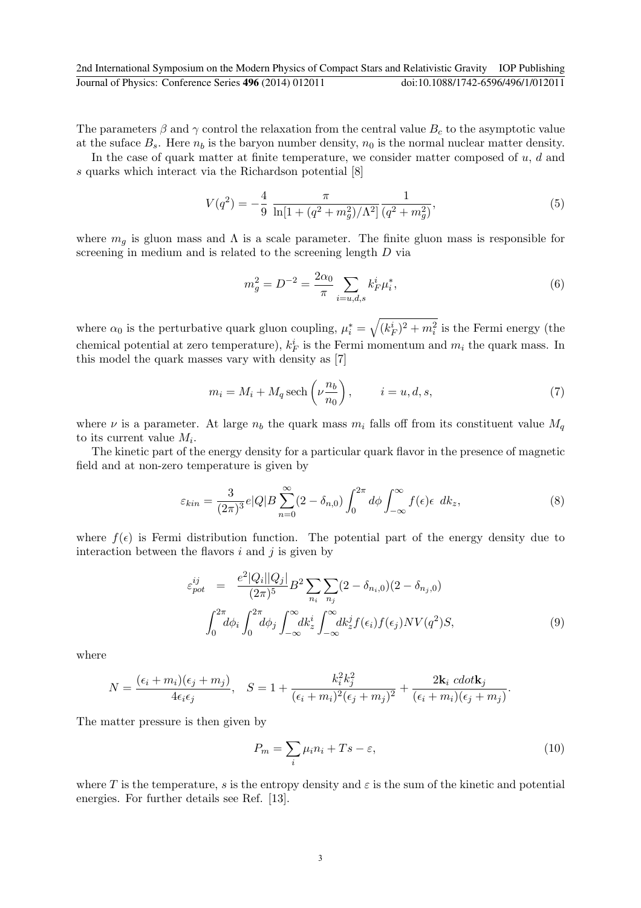The parameters $\beta$ and $\gamma$ control the relaxation from the central value $B_c$ to the asymptotic value at the suface $B_s$. Here $n_b$ is the baryon number density, $n_0$ is the normal nuclear matter density.

In the case of quark matter at finite temperature, we consider matter composed of $u$, $d$ and $s$ quarks which interact via the Richardson potential [8]

$$V(q^2) = -\frac{4}{9}\,\frac{\pi}{\ln[1+(q^2+m_g^2)/\Lambda^2]}\frac{1}{(q^2+m_g^2)}, \tag{5}$$

where $m_g$ is gluon mass and $\Lambda$ is a scale parameter. The finite gluon mass is responsible for screening in medium and is related to the screening length $D$ via

$$m_g^2 = D^{-2} = \frac{2\alpha_0}{\pi}\sum_{i=u,d,s} k_F^i \mu_i^*, \tag{6}$$

where $\alpha_0$ is the perturbative quark gluon coupling, $\mu_i^* = \sqrt{(k_F^i)^2 + m_i^2}$ is the Fermi energy (the chemical potential at zero temperature), $k_F^i$ is the Fermi momentum and $m_i$ the quark mass. In this model the quark masses vary with density as [7]

$$m_i = M_i + M_q\,\mathrm{sech}\left(\nu\frac{n_b}{n_0}\right), \qquad i = u,d,s, \tag{7}$$

where $\nu$ is a parameter. At large $n_b$ the quark mass $m_i$ falls off from its constituent value $M_q$ to its current value $M_i$.

The kinetic part of the energy density for a particular quark flavor in the presence of magnetic field and at non-zero temperature is given by

$$\varepsilon_{kin} = \frac{3}{(2\pi)^3}e|Q|B\sum_{n=0}^{\infty}(2-\delta_{n,0})\int_0^{2\pi}d\phi\int_{-\infty}^{\infty}f(\epsilon)\epsilon\;dk_z, \tag{8}$$

where $f(\epsilon)$ is Fermi distribution function. The potential part of the energy density due to interaction between the flavors $i$ and $j$ is given by

$$\begin{aligned}\varepsilon_{pot}^{ij} &= \frac{e^2|Q_i||Q_j|}{(2\pi)^5}B^2\sum_{n_i}\sum_{n_j}(2-\delta_{n_i,0})(2-\delta_{n_j,0}) \\ &\int_0^{2\pi}d\phi_i\int_0^{2\pi}d\phi_j\int_{-\infty}^{\infty}dk_z^i\int_{-\infty}^{\infty}dk_z^j f(\epsilon_i)f(\epsilon_j)NV(q^2)S,\end{aligned} \tag{9}$$

where

$$N = \frac{(\epsilon_i+m_i)(\epsilon_j+m_j)}{4\epsilon_i\epsilon_j}, \quad S = 1 + \frac{k_i^2k_j^2}{(\epsilon_i+m_i)^2(\epsilon_j+m_j)^2} + \frac{2\mathbf{k}_i\ cdot\mathbf{k}_j}{(\epsilon_i+m_i)(\epsilon_j+m_j)}.$$

The matter pressure is then given by

$$P_m = \sum_i \mu_i n_i + Ts - \varepsilon, \tag{10}$$

where $T$ is the temperature, $s$ is the entropy density and $\varepsilon$ is the sum of the kinetic and potential energies. For further details see Ref. [13].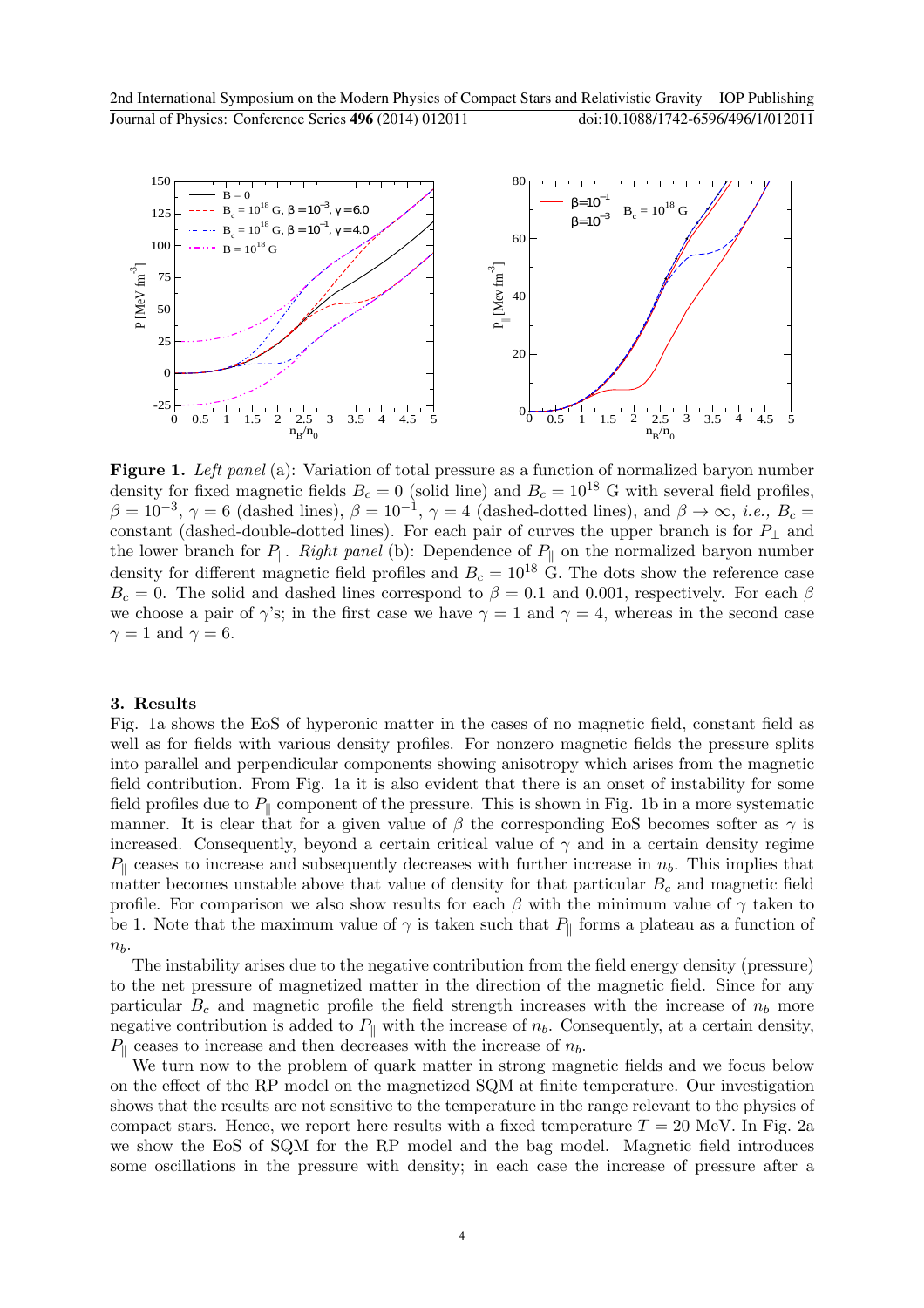**Figure 1.** *Left panel* (a): Variation of total pressure as a function of normalized baryon number density for fixed magnetic fields $B_c = 0$ (solid line) and $B_c = 10^{18}$ G with several field profiles, $\beta = 10^{-3}$, $\gamma = 6$ (dashed lines), $\beta = 10^{-1}$, $\gamma = 4$ (dashed-dotted lines), and $\beta \to \infty$, *i.e.*, $B_c =$ constant (dashed-double-dotted lines). For each pair of curves the upper branch is for $P_\perp$ and the lower branch for $P_\parallel$. *Right panel* (b): Dependence of $P_\parallel$ on the normalized baryon number density for different magnetic field profiles and $B_c = 10^{18}$ G. The dots show the reference case $B_c = 0$. The solid and dashed lines correspond to $\beta = 0.1$ and $0.001$, respectively. For each $\beta$ we choose a pair of $\gamma$'s; in the first case we have $\gamma = 1$ and $\gamma = 4$, whereas in the second case $\gamma = 1$ and $\gamma = 6$.

## 3. Results

Fig. 1a shows the EoS of hyperonic matter in the cases of no magnetic field, constant field as well as for fields with various density profiles. For nonzero magnetic fields the pressure splits into parallel and perpendicular components showing anisotropy which arises from the magnetic field contribution. From Fig. 1a it is also evident that there is an onset of instability for some field profiles due to $P_\parallel$ component of the pressure. This is shown in Fig. 1b in a more systematic manner. It is clear that for a given value of $\beta$ the corresponding EoS becomes softer as $\gamma$ is increased. Consequently, beyond a certain critical value of $\gamma$ and in a certain density regime $P_\parallel$ ceases to increase and subsequently decreases with further increase in $n_b$. This implies that matter becomes unstable above that value of density for that particular $B_c$ and magnetic field profile. For comparison we also show results for each $\beta$ with the minimum value of $\gamma$ taken to be 1. Note that the maximum value of $\gamma$ is taken such that $P_\parallel$ forms a plateau as a function of $n_b$.

The instability arises due to the negative contribution from the field energy density (pressure) to the net pressure of magnetized matter in the direction of the magnetic field. Since for any particular $B_c$ and magnetic profile the field strength increases with the increase of $n_b$ more negative contribution is added to $P_\parallel$ with the increase of $n_b$. Consequently, at a certain density, $P_\parallel$ ceases to increase and then decreases with the increase of $n_b$.

We turn now to the problem of quark matter in strong magnetic fields and we focus below on the effect of the RP model on the magnetized SQM at finite temperature. Our investigation shows that the results are not sensitive to the temperature in the range relevant to the physics of compact stars. Hence, we report here results with a fixed temperature $T = 20$ MeV. In Fig. 2a we show the EoS of SQM for the RP model and the bag model. Magnetic field introduces some oscillations in the pressure with density; in each case the increase of pressure after a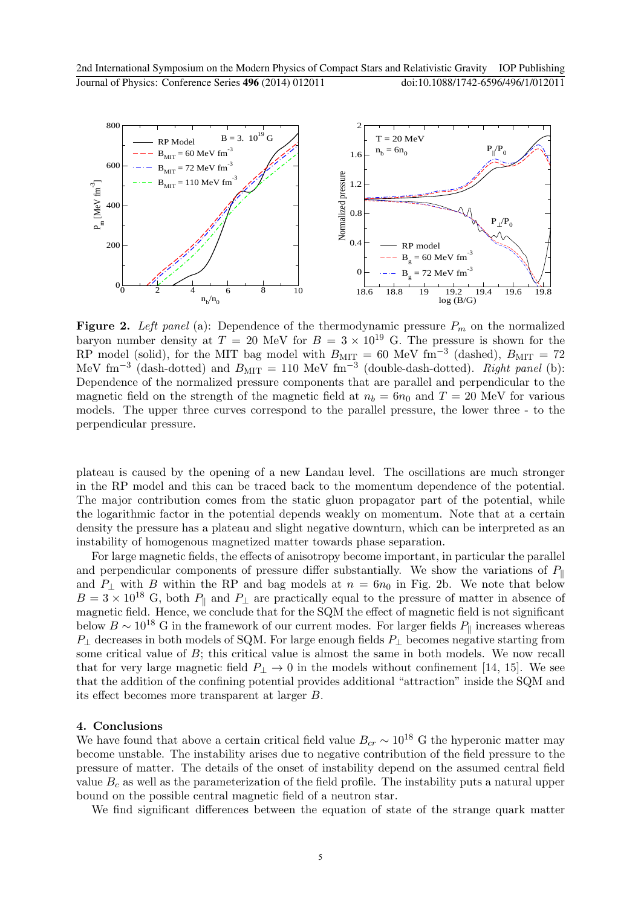**Figure 2.** *Left panel* (a): Dependence of the thermodynamic pressure $P_m$ on the normalized baryon number density at $T = 20$ MeV for $B = 3 \times 10^{19}$ G. The pressure is shown for the RP model (solid), for the MIT bag model with $B_{\rm MIT} = 60$ MeV fm$^{-3}$ (dashed), $B_{\rm MIT} = 72$ MeV fm$^{-3}$ (dash-dotted) and $B_{\rm MIT} = 110$ MeV fm$^{-3}$ (double-dash-dotted). *Right panel* (b): Dependence of the normalized pressure components that are parallel and perpendicular to the magnetic field on the strength of the magnetic field at $n_b = 6n_0$ and $T = 20$ MeV for various models. The upper three curves correspond to the parallel pressure, the lower three - to the perpendicular pressure.

plateau is caused by the opening of a new Landau level. The oscillations are much stronger in the RP model and this can be traced back to the momentum dependence of the potential. The major contribution comes from the static gluon propagator part of the potential, while the logarithmic factor in the potential depends weakly on momentum. Note that at a certain density the pressure has a plateau and slight negative downturn, which can be interpreted as an instability of homogenous magnetized matter towards phase separation.

For large magnetic fields, the effects of anisotropy become important, in particular the parallel and perpendicular components of pressure differ substantially. We show the variations of $P_\parallel$ and $P_\perp$ with $B$ within the RP and bag models at $n = 6n_0$ in Fig. 2b. We note that below $B = 3 \times 10^{18}$ G, both $P_\parallel$ and $P_\perp$ are practically equal to the pressure of matter in absence of magnetic field. Hence, we conclude that for the SQM the effect of magnetic field is not significant below $B \sim 10^{18}$ G in the framework of our current modes. For larger fields $P_\parallel$ increases whereas $P_\perp$ decreases in both models of SQM. For large enough fields $P_\perp$ becomes negative starting from some critical value of $B$; this critical value is almost the same in both models. We now recall that for very large magnetic field $P_\perp \to 0$ in the models without confinement [14, 15]. We see that the addition of the confining potential provides additional "attraction" inside the SQM and its effect becomes more transparent at larger $B$.

## 4. Conclusions

We have found that above a certain critical field value $B_{cr} \sim 10^{18}$ G the hyperonic matter may become unstable. The instability arises due to negative contribution of the field pressure to the pressure of matter. The details of the onset of instability depend on the assumed central field value $B_c$ as well as the parameterization of the field profile. The instability puts a natural upper bound on the possible central magnetic field of a neutron star.

We find significant differences between the equation of state of the strange quark matter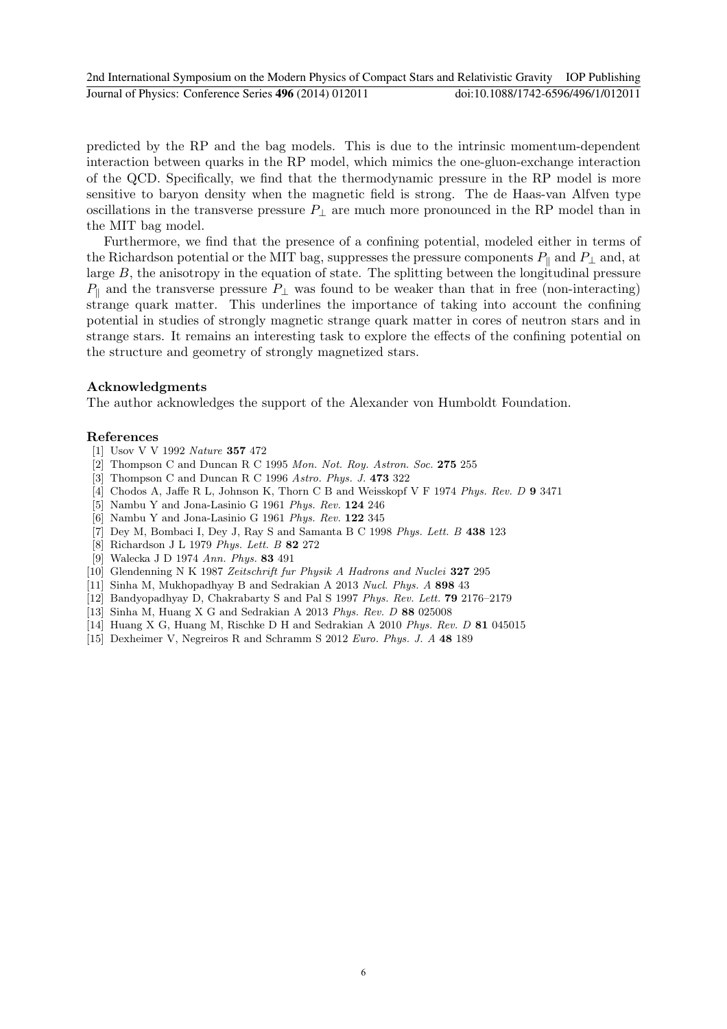predicted by the RP and the bag models. This is due to the intrinsic momentum-dependent interaction between quarks in the RP model, which mimics the one-gluon-exchange interaction of the QCD. Specifically, we find that the thermodynamic pressure in the RP model is more sensitive to baryon density when the magnetic field is strong. The de Haas-van Alfven type oscillations in the transverse pressure $P_\perp$ are much more pronounced in the RP model than in the MIT bag model.

Furthermore, we find that the presence of a confining potential, modeled either in terms of the Richardson potential or the MIT bag, suppresses the pressure components $P_\parallel$ and $P_\perp$ and, at large $B$, the anisotropy in the equation of state. The splitting between the longitudinal pressure $P_\parallel$ and the transverse pressure $P_\perp$ was found to be weaker than that in free (non-interacting) strange quark matter. This underlines the importance of taking into account the confining potential in studies of strongly magnetic strange quark matter in cores of neutron stars and in strange stars. It remains an interesting task to explore the effects of the confining potential on the structure and geometry of strongly magnetized stars.

### Acknowledgments

The author acknowledges the support of the Alexander von Humboldt Foundation.

### References

[1] Usov V V 1992 *Nature* **357** 472

[2] Thompson C and Duncan R C 1995 *Mon. Not. Roy. Astron. Soc.* **275** 255

[3] Thompson C and Duncan R C 1996 *Astro. Phys. J.* **473** 322

[4] Chodos A, Jaffe R L, Johnson K, Thorn C B and Weisskopf V F 1974 *Phys. Rev. D* **9** 3471

[5] Nambu Y and Jona-Lasinio G 1961 *Phys. Rev.* **124** 246

[6] Nambu Y and Jona-Lasinio G 1961 *Phys. Rev.* **122** 345

[7] Dey M, Bombaci I, Dey J, Ray S and Samanta B C 1998 *Phys. Lett. B* **438** 123

[8] Richardson J L 1979 *Phys. Lett. B* **82** 272

[9] Walecka J D 1974 *Ann. Phys.* **83** 491

[10] Glendenning N K 1987 *Zeitschrift fur Physik A Hadrons and Nuclei* **327** 295

[11] Sinha M, Mukhopadhyay B and Sedrakian A 2013 *Nucl. Phys. A* **898** 43

[12] Bandyopadhyay D, Chakrabarty S and Pal S 1997 *Phys. Rev. Lett.* **79** 2176–2179

[13] Sinha M, Huang X G and Sedrakian A 2013 *Phys. Rev. D* **88** 025008

[14] Huang X G, Huang M, Rischke D H and Sedrakian A 2010 *Phys. Rev. D* **81** 045015

[15] Dexheimer V, Negreiros R and Schramm S 2012 *Euro. Phys. J. A* **48** 189